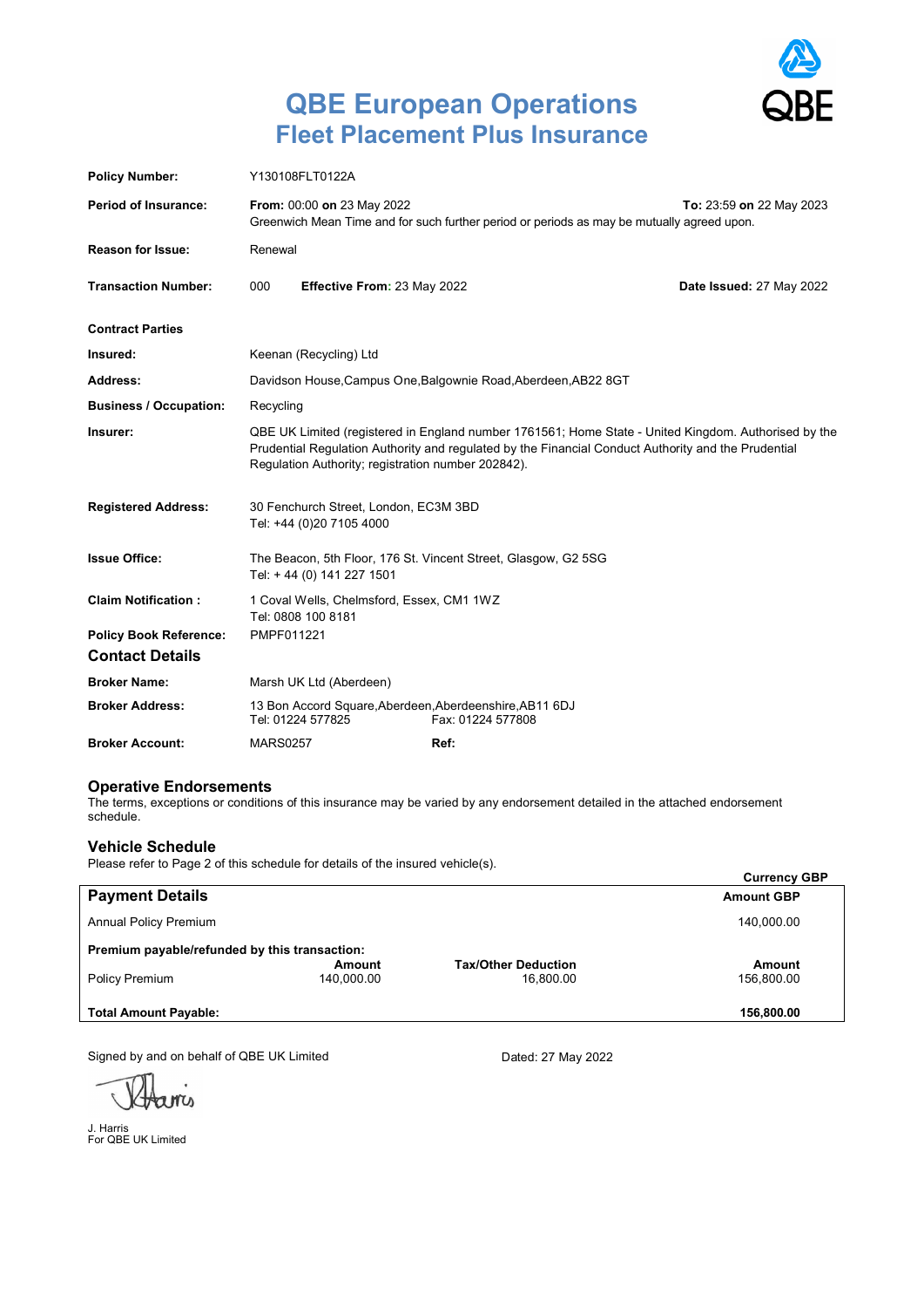# QBE European Operations
## Fleet Placement Plus Insurance

| | | |
|---|---|---|
| **Policy Number:** | Y130108FLT0122A | |
| **Period of Insurance:** | **From:** 00:00 **on** 23 May 2022<br>Greenwich Mean Time and for such further period or periods as may be mutually agreed upon. | **To:** 23:59 **on** 22 May 2023 |
| **Reason for Issue:** | Renewal | |
| **Transaction Number:** | 000 **Effective From**: 23 May 2022 | **Date Issued:** 27 May 2022 |

**Contract Parties**

| | |
|---|---|
| **Insured:** | Keenan (Recycling) Ltd |
| **Address:** | Davidson House,Campus One,Balgownie Road,Aberdeen,AB22 8GT |
| **Business / Occupation:** | Recycling |
| **Insurer:** | QBE UK Limited (registered in England number 1761561; Home State - United Kingdom. Authorised by the Prudential Regulation Authority and regulated by the Financial Conduct Authority and the Prudential Regulation Authority; registration number 202842). |
| **Registered Address:** | 30 Fenchurch Street, London, EC3M 3BD<br>Tel: +44 (0)20 7105 4000 |
| **Issue Office:** | The Beacon, 5th Floor, 176 St. Vincent Street, Glasgow, G2 5SG<br>Tel: + 44 (0) 141 227 1501 |
| **Claim Notification :** | 1 Coval Wells, Chelmsford, Essex, CM1 1WZ<br>Tel: 0808 100 8181 |
| **Policy Book Reference:** | PMPF011221 |

## Contact Details

| | | |
|---|---|---|
| **Broker Name:** | Marsh UK Ltd (Aberdeen) | |
| **Broker Address:** | 13 Bon Accord Square,Aberdeen,Aberdeenshire,AB11 6DJ<br>Tel: 01224 577825 | Fax: 01224 577808 |
| **Broker Account:** | MARS0257 | **Ref:** |

### Operative Endorsements

The terms, exceptions or conditions of this insurance may be varied by any endorsement detailed in the attached endorsement schedule.

### Vehicle Schedule

Please refer to Page 2 of this schedule for details of the insured vehicle(s).

**Currency GBP**

| **Payment Details** | | | **Amount GBP** |
|---|---|---|---|
| Annual Policy Premium | | | 140,000.00 |
| **Premium payable/refunded by this transaction:** | **Amount** | **Tax/Other Deduction** | **Amount** |
| Policy Premium | 140,000.00 | 16,800.00 | 156,800.00 |
| **Total Amount Payable:** | | | **156,800.00** |

Signed by and on behalf of QBE UK Limited

Dated: 27 May 2022

J. Harris
For QBE UK Limited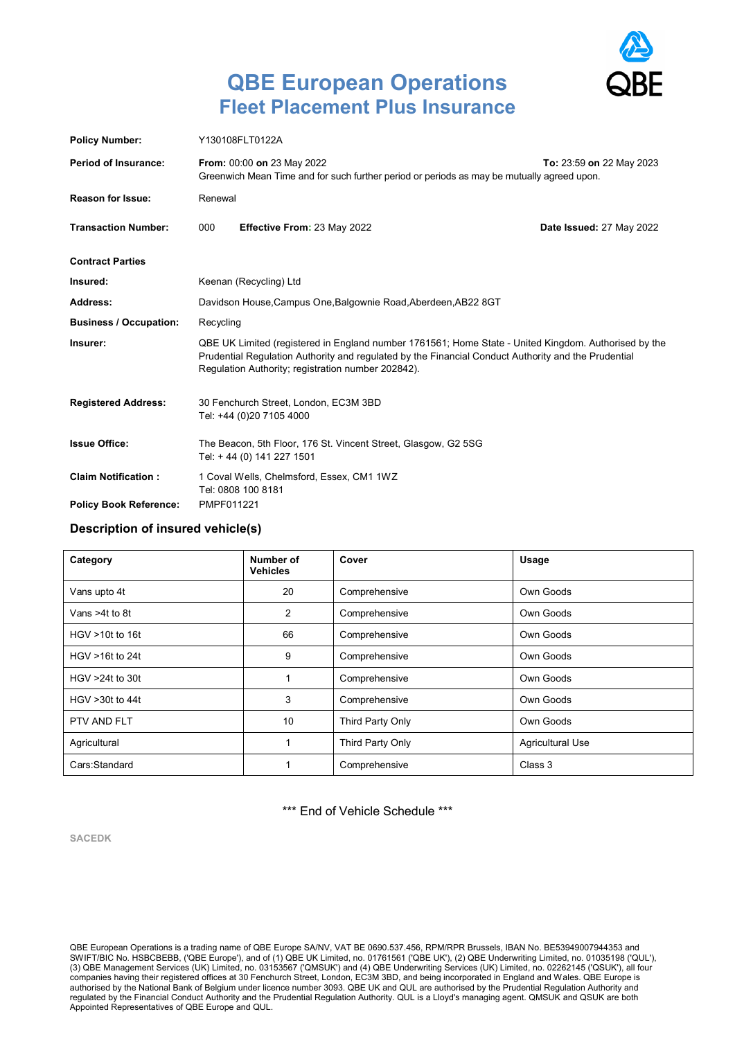# QBE European Operations
## Fleet Placement Plus Insurance

| | | |
|---|---|---|
| **Policy Number:** | Y130108FLT0122A | |
| **Period of Insurance:** | **From:** 00:00 **on** 23 May 2022<br>Greenwich Mean Time and for such further period or periods as may be mutually agreed upon. | **To:** 23:59 **on** 22 May 2023 |
| **Reason for Issue:** | Renewal | |
| **Transaction Number:** | 000 **Effective From**: 23 May 2022 | **Date Issued:** 27 May 2022 |

**Contract Parties**

| | |
|---|---|
| **Insured:** | Keenan (Recycling) Ltd |
| **Address:** | Davidson House,Campus One,Balgownie Road,Aberdeen,AB22 8GT |
| **Business / Occupation:** | Recycling |
| **Insurer:** | QBE UK Limited (registered in England number 1761561; Home State - United Kingdom. Authorised by the Prudential Regulation Authority and regulated by the Financial Conduct Authority and the Prudential Regulation Authority; registration number 202842). |
| **Registered Address:** | 30 Fenchurch Street, London, EC3M 3BD<br>Tel: +44 (0)20 7105 4000 |
| **Issue Office:** | The Beacon, 5th Floor, 176 St. Vincent Street, Glasgow, G2 5SG<br>Tel: + 44 (0) 141 227 1501 |
| **Claim Notification :** | 1 Coval Wells, Chelmsford, Essex, CM1 1WZ<br>Tel: 0808 100 8181 |
| **Policy Book Reference:** | PMPF011221 |

### Description of insured vehicle(s)

| Category | Number of Vehicles | Cover | Usage |
|---|---|---|---|
| Vans upto 4t | 20 | Comprehensive | Own Goods |
| Vans >4t to 8t | 2 | Comprehensive | Own Goods |
| HGV >10t to 16t | 66 | Comprehensive | Own Goods |
| HGV >16t to 24t | 9 | Comprehensive | Own Goods |
| HGV >24t to 30t | 1 | Comprehensive | Own Goods |
| HGV >30t to 44t | 3 | Comprehensive | Own Goods |
| PTV AND FLT | 10 | Third Party Only | Own Goods |
| Agricultural | 1 | Third Party Only | Agricultural Use |
| Cars:Standard | 1 | Comprehensive | Class 3 |

*** End of Vehicle Schedule ***

SACEDK

QBE European Operations is a trading name of QBE Europe SA/NV, VAT BE 0690.537.456, RPM/RPR Brussels, IBAN No. BE53949007944353 and SWIFT/BIC No. HSBCBEBB, ('QBE Europe'), and of (1) QBE UK Limited, no. 01761561 ('QBE UK'), (2) QBE Underwriting Limited, no. 01035198 ('QUL'), (3) QBE Management Services (UK) Limited, no. 03153567 ('QMSUK') and (4) QBE Underwriting Services (UK) Limited, no. 02262145 ('QSUK'), all four companies having their registered offices at 30 Fenchurch Street, London, EC3M 3BD, and being incorporated in England and Wales. QBE Europe is authorised by the National Bank of Belgium under licence number 3093. QBE UK and QUL are authorised by the Prudential Regulation Authority and regulated by the Financial Conduct Authority and the Prudential Regulation Authority. QUL is a Lloyd's managing agent. QMSUK and QSUK are both Appointed Representatives of QBE Europe and QUL.